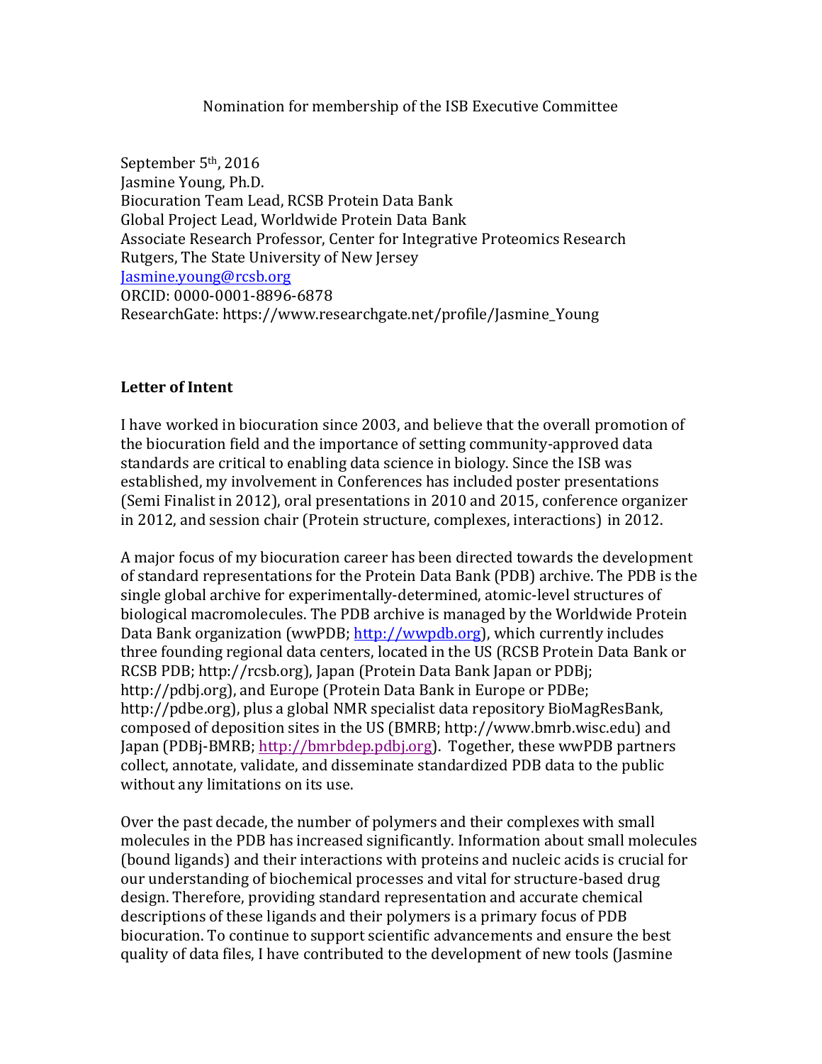Nomination for membership of the ISB Executive Committee

September 5th, 2016
Jasmine Young, Ph.D.
Biocuration Team Lead, RCSB Protein Data Bank
Global Project Lead, Worldwide Protein Data Bank
Associate Research Professor, Center for Integrative Proteomics Research
Rutgers, The State University of New Jersey
Jasmine.young@rcsb.org
ORCID: 0000-0001-8896-6878
ResearchGate: https://www.researchgate.net/profile/Jasmine_Young

**Letter of Intent**

I have worked in biocuration since 2003, and believe that the overall promotion of the biocuration field and the importance of setting community-approved data standards are critical to enabling data science in biology. Since the ISB was established, my involvement in Conferences has included poster presentations (Semi Finalist in 2012), oral presentations in 2010 and 2015, conference organizer in 2012, and session chair (Protein structure, complexes, interactions) in 2012.

A major focus of my biocuration career has been directed towards the development of standard representations for the Protein Data Bank (PDB) archive. The PDB is the single global archive for experimentally-determined, atomic-level structures of biological macromolecules. The PDB archive is managed by the Worldwide Protein Data Bank organization (wwPDB; http://wwpdb.org), which currently includes three founding regional data centers, located in the US (RCSB Protein Data Bank or RCSB PDB; http://rcsb.org), Japan (Protein Data Bank Japan or PDBj; http://pdbj.org), and Europe (Protein Data Bank in Europe or PDBe; http://pdbe.org), plus a global NMR specialist data repository BioMagResBank, composed of deposition sites in the US (BMRB; http://www.bmrb.wisc.edu) and Japan (PDBj-BMRB; http://bmrbdep.pdbj.org). Together, these wwPDB partners collect, annotate, validate, and disseminate standardized PDB data to the public without any limitations on its use.

Over the past decade, the number of polymers and their complexes with small molecules in the PDB has increased significantly. Information about small molecules (bound ligands) and their interactions with proteins and nucleic acids is crucial for our understanding of biochemical processes and vital for structure-based drug design. Therefore, providing standard representation and accurate chemical descriptions of these ligands and their polymers is a primary focus of PDB biocuration. To continue to support scientific advancements and ensure the best quality of data files, I have contributed to the development of new tools (Jasmine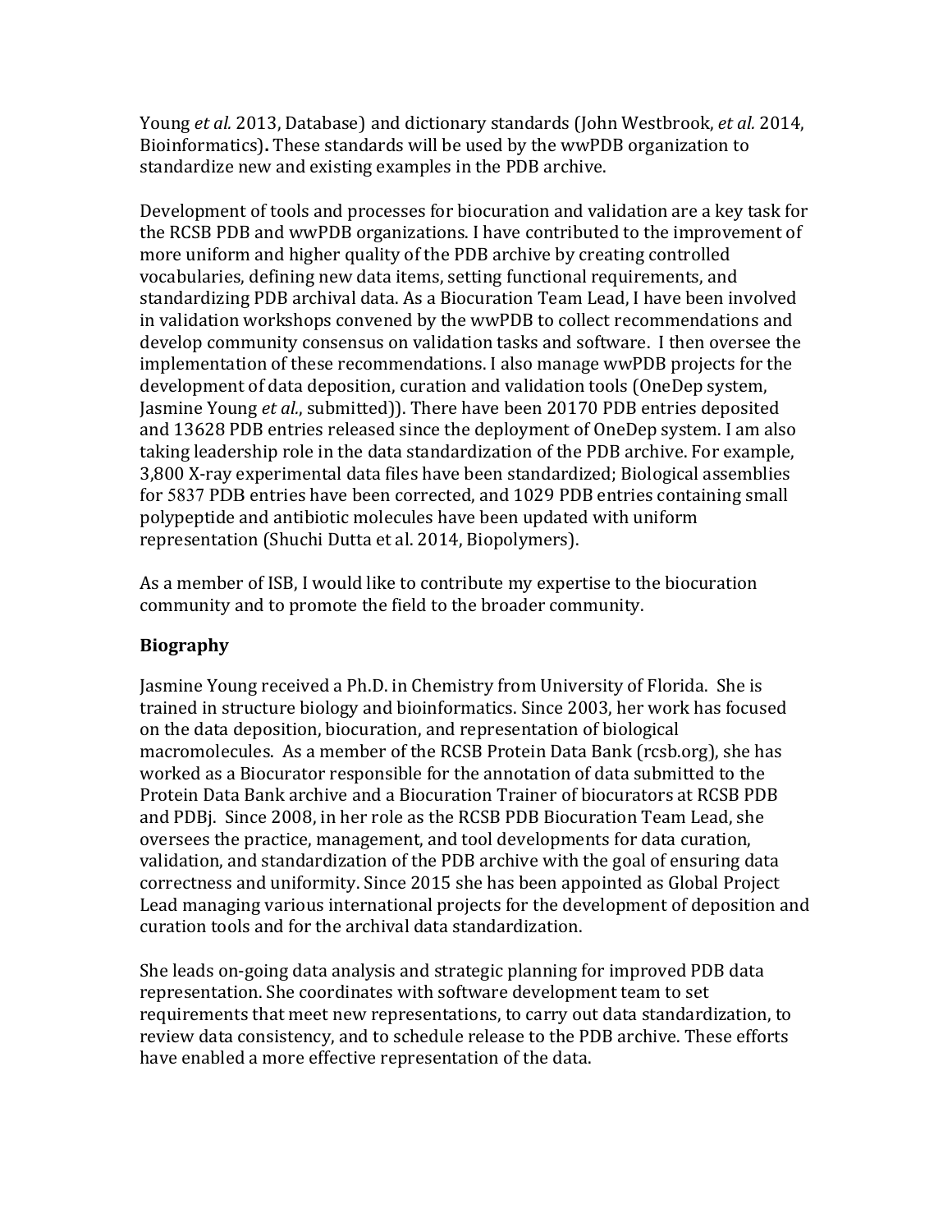Young *et al.* 2013, Database) and dictionary standards (John Westbrook, *et al.* 2014, Bioinformatics)**.** These standards will be used by the wwPDB organization to standardize new and existing examples in the PDB archive.

Development of tools and processes for biocuration and validation are a key task for the RCSB PDB and wwPDB organizations. I have contributed to the improvement of more uniform and higher quality of the PDB archive by creating controlled vocabularies, defining new data items, setting functional requirements, and standardizing PDB archival data. As a Biocuration Team Lead, I have been involved in validation workshops convened by the wwPDB to collect recommendations and develop community consensus on validation tasks and software. I then oversee the implementation of these recommendations. I also manage wwPDB projects for the development of data deposition, curation and validation tools (OneDep system, Jasmine Young *et al.*, submitted)). There have been 20170 PDB entries deposited and 13628 PDB entries released since the deployment of OneDep system. I am also taking leadership role in the data standardization of the PDB archive. For example, 3,800 X-ray experimental data files have been standardized; Biological assemblies for 5837 PDB entries have been corrected, and 1029 PDB entries containing small polypeptide and antibiotic molecules have been updated with uniform representation (Shuchi Dutta et al. 2014, Biopolymers).

As a member of ISB, I would like to contribute my expertise to the biocuration community and to promote the field to the broader community.

## Biography

Jasmine Young received a Ph.D. in Chemistry from University of Florida. She is trained in structure biology and bioinformatics. Since 2003, her work has focused on the data deposition, biocuration, and representation of biological macromolecules. As a member of the RCSB Protein Data Bank (rcsb.org), she has worked as a Biocurator responsible for the annotation of data submitted to the Protein Data Bank archive and a Biocuration Trainer of biocurators at RCSB PDB and PDBj. Since 2008, in her role as the RCSB PDB Biocuration Team Lead, she oversees the practice, management, and tool developments for data curation, validation, and standardization of the PDB archive with the goal of ensuring data correctness and uniformity. Since 2015 she has been appointed as Global Project Lead managing various international projects for the development of deposition and curation tools and for the archival data standardization.

She leads on-going data analysis and strategic planning for improved PDB data representation. She coordinates with software development team to set requirements that meet new representations, to carry out data standardization, to review data consistency, and to schedule release to the PDB archive. These efforts have enabled a more effective representation of the data.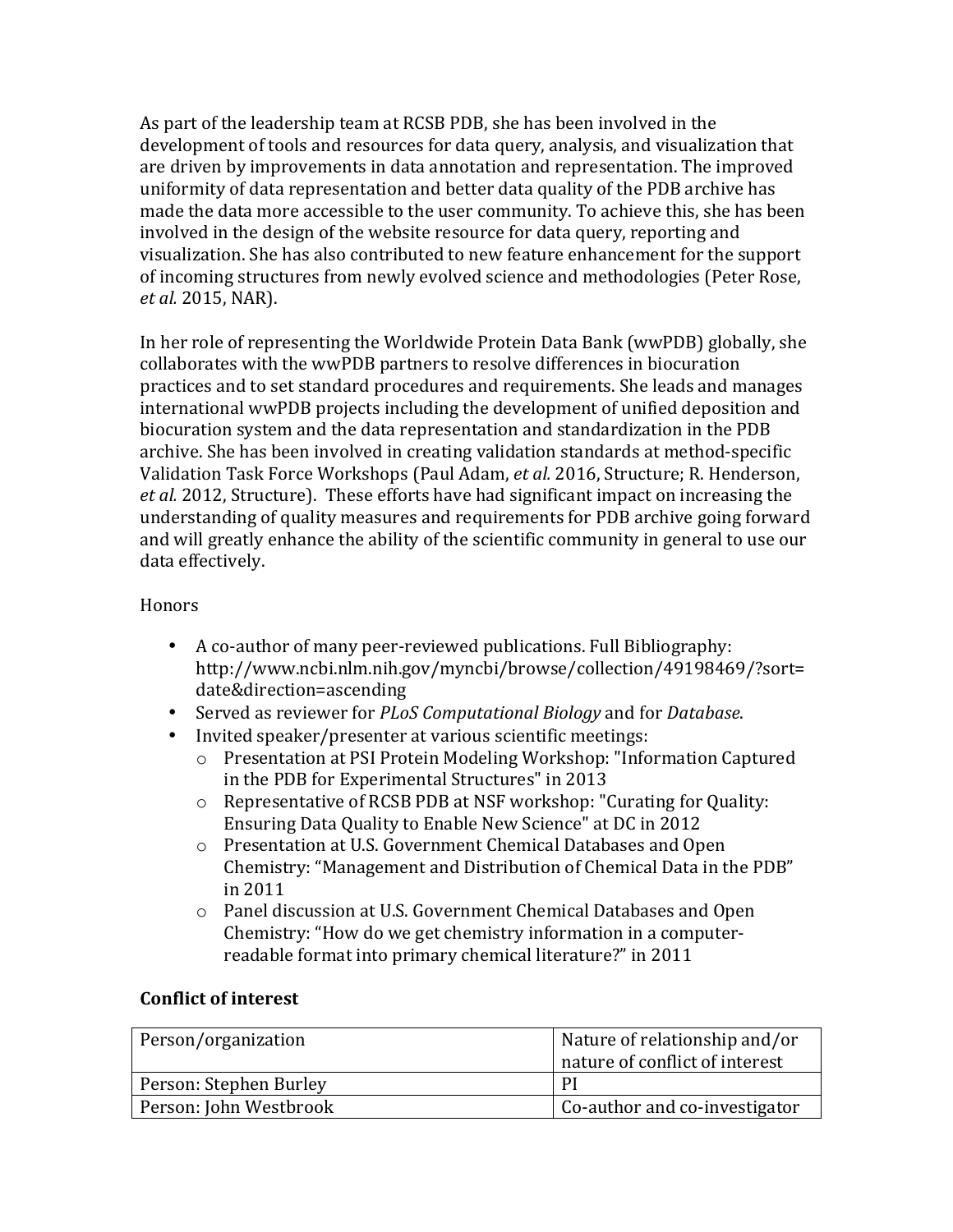As part of the leadership team at RCSB PDB, she has been involved in the development of tools and resources for data query, analysis, and visualization that are driven by improvements in data annotation and representation. The improved uniformity of data representation and better data quality of the PDB archive has made the data more accessible to the user community. To achieve this, she has been involved in the design of the website resource for data query, reporting and visualization. She has also contributed to new feature enhancement for the support of incoming structures from newly evolved science and methodologies (Peter Rose, *et al.* 2015, NAR).

In her role of representing the Worldwide Protein Data Bank (wwPDB) globally, she collaborates with the wwPDB partners to resolve differences in biocuration practices and to set standard procedures and requirements. She leads and manages international wwPDB projects including the development of unified deposition and biocuration system and the data representation and standardization in the PDB archive. She has been involved in creating validation standards at method-specific Validation Task Force Workshops (Paul Adam, *et al.* 2016, Structure; R. Henderson, *et al.* 2012, Structure). These efforts have had significant impact on increasing the understanding of quality measures and requirements for PDB archive going forward and will greatly enhance the ability of the scientific community in general to use our data effectively.

Honors

- A co-author of many peer-reviewed publications. Full Bibliography: http://www.ncbi.nlm.nih.gov/myncbi/browse/collection/49198469/?sort=date&direction=ascending
- Served as reviewer for *PLoS Computational Biology* and for *Database*.
- Invited speaker/presenter at various scientific meetings:
  - Presentation at PSI Protein Modeling Workshop: "Information Captured in the PDB for Experimental Structures" in 2013
  - Representative of RCSB PDB at NSF workshop: "Curating for Quality: Ensuring Data Quality to Enable New Science" at DC in 2012
  - Presentation at U.S. Government Chemical Databases and Open Chemistry: "Management and Distribution of Chemical Data in the PDB" in 2011
  - Panel discussion at U.S. Government Chemical Databases and Open Chemistry: "How do we get chemistry information in a computer-readable format into primary chemical literature?" in 2011

**Conflict of interest**

| Person/organization | Nature of relationship and/or nature of conflict of interest |
|---|---|
| Person: Stephen Burley | PI |
| Person: John Westbrook | Co-author and co-investigator |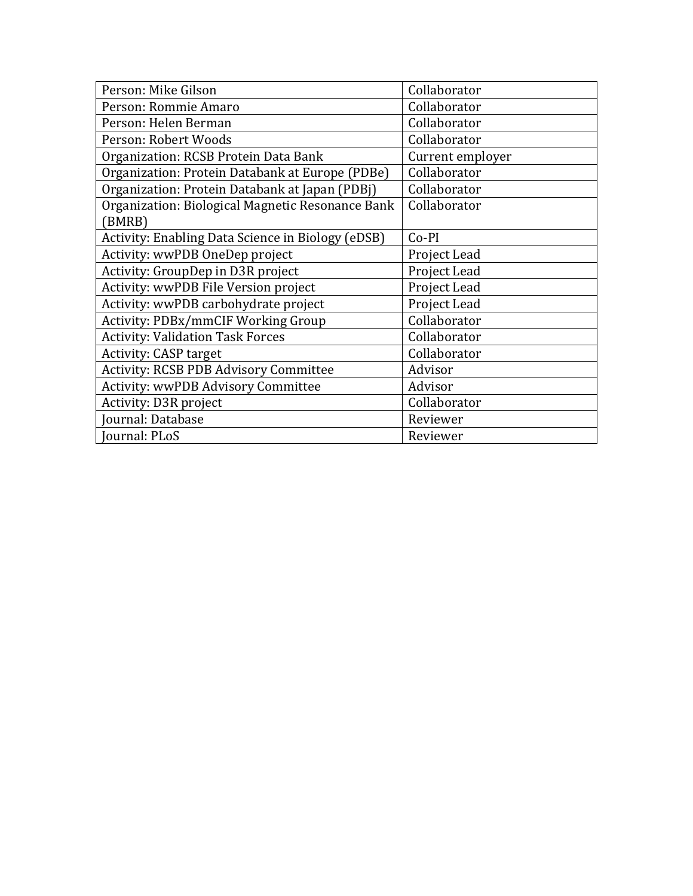| | |
|---|---|
| Person: Mike Gilson | Collaborator |
| Person: Rommie Amaro | Collaborator |
| Person: Helen Berman | Collaborator |
| Person: Robert Woods | Collaborator |
| Organization: RCSB Protein Data Bank | Current employer |
| Organization: Protein Databank at Europe (PDBe) | Collaborator |
| Organization: Protein Databank at Japan (PDBj) | Collaborator |
| Organization: Biological Magnetic Resonance Bank (BMRB) | Collaborator |
| Activity: Enabling Data Science in Biology (eDSB) | Co-PI |
| Activity: wwPDB OneDep project | Project Lead |
| Activity: GroupDep in D3R project | Project Lead |
| Activity: wwPDB File Version project | Project Lead |
| Activity: wwPDB carbohydrate project | Project Lead |
| Activity: PDBx/mmCIF Working Group | Collaborator |
| Activity: Validation Task Forces | Collaborator |
| Activity: CASP target | Collaborator |
| Activity: RCSB PDB Advisory Committee | Advisor |
| Activity: wwPDB Advisory Committee | Advisor |
| Activity: D3R project | Collaborator |
| Journal: Database | Reviewer |
| Journal: PLoS | Reviewer |